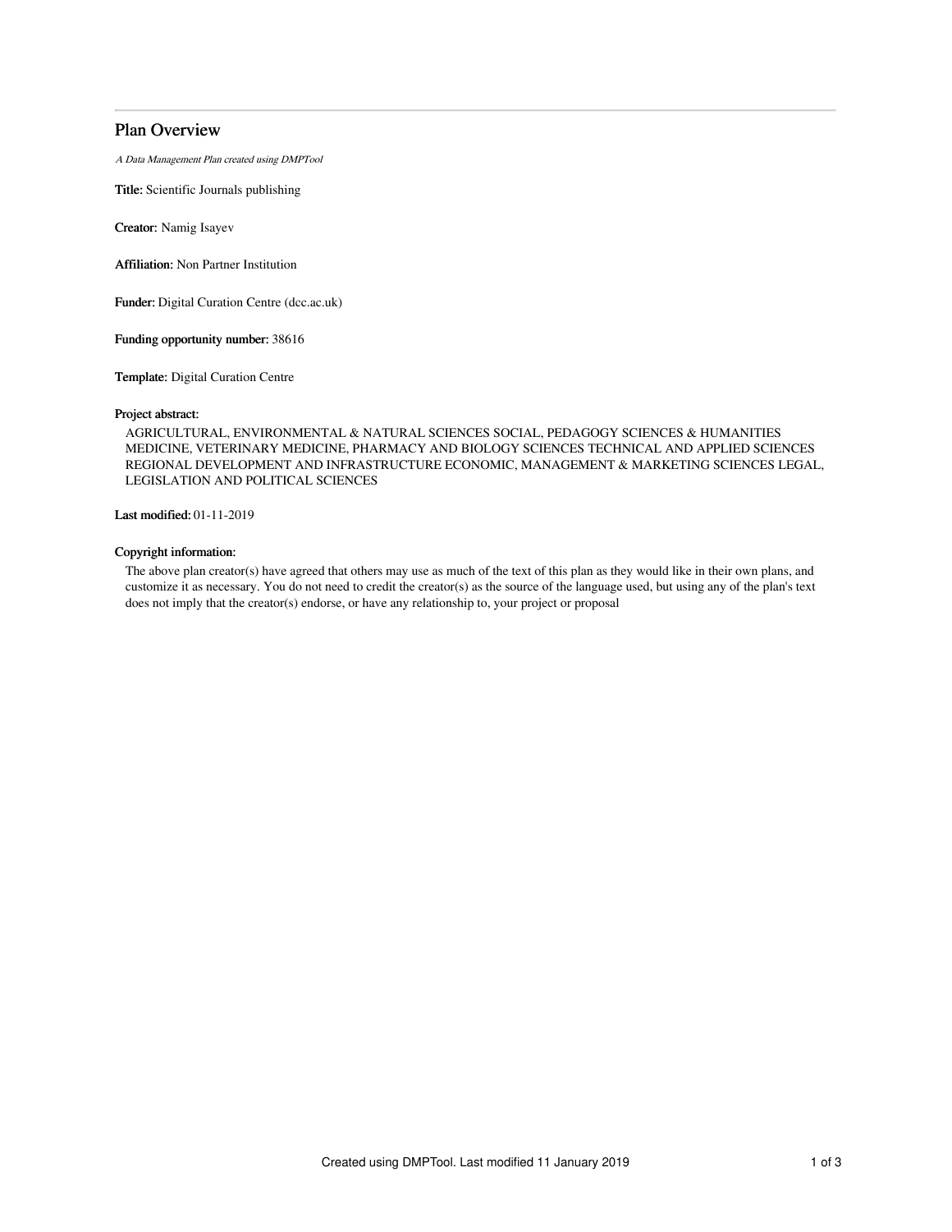# Plan Overview

*A Data Management Plan created using DMPTool*

**Title:** Scientific Journals publishing

**Creator:** Namig Isayev

**Affiliation:** Non Partner Institution

**Funder:** Digital Curation Centre (dcc.ac.uk)

**Funding opportunity number:** 38616

**Template:** Digital Curation Centre

**Project abstract:**

AGRICULTURAL, ENVIRONMENTAL & NATURAL SCIENCES SOCIAL, PEDAGOGY SCIENCES & HUMANITIES MEDICINE, VETERINARY MEDICINE, PHARMACY AND BIOLOGY SCIENCES TECHNICAL AND APPLIED SCIENCES REGIONAL DEVELOPMENT AND INFRASTRUCTURE ECONOMIC, MANAGEMENT & MARKETING SCIENCES LEGAL, LEGISLATION AND POLITICAL SCIENCES

**Last modified:** 01-11-2019

**Copyright information:**

The above plan creator(s) have agreed that others may use as much of the text of this plan as they would like in their own plans, and customize it as necessary. You do not need to credit the creator(s) as the source of the language used, but using any of the plan's text does not imply that the creator(s) endorse, or have any relationship to, your project or proposal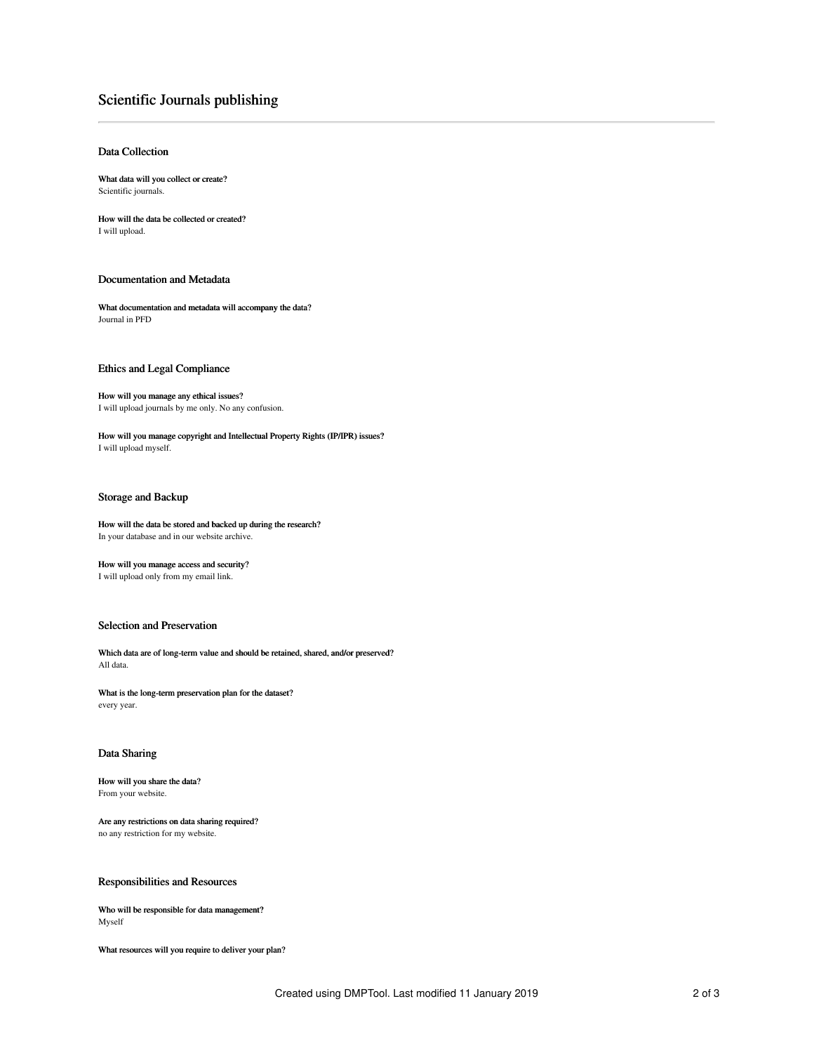# Scientific Journals publishing

## Data Collection

**What data will you collect or create?**
Scientific journals.

**How will the data be collected or created?**
I will upload.

## Documentation and Metadata

**What documentation and metadata will accompany the data?**
Journal in PFD

## Ethics and Legal Compliance

**How will you manage any ethical issues?**
I will upload journals by me only. No any confusion.

**How will you manage copyright and Intellectual Property Rights (IP/IPR) issues?**
I will upload myself.

## Storage and Backup

**How will the data be stored and backed up during the research?**
In your database and in our website archive.

**How will you manage access and security?**
I will upload only from my email link.

## Selection and Preservation

**Which data are of long-term value and should be retained, shared, and/or preserved?**
All data.

**What is the long-term preservation plan for the dataset?**
every year.

## Data Sharing

**How will you share the data?**
From your website.

**Are any restrictions on data sharing required?**
no any restriction for my website.

## Responsibilities and Resources

**Who will be responsible for data management?**
Myself

**What resources will you require to deliver your plan?**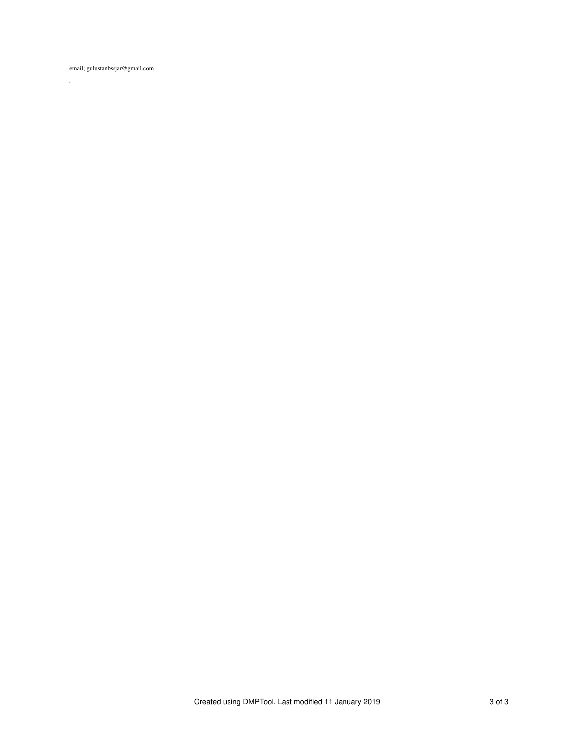email; gulustanbssjar@gmail.com